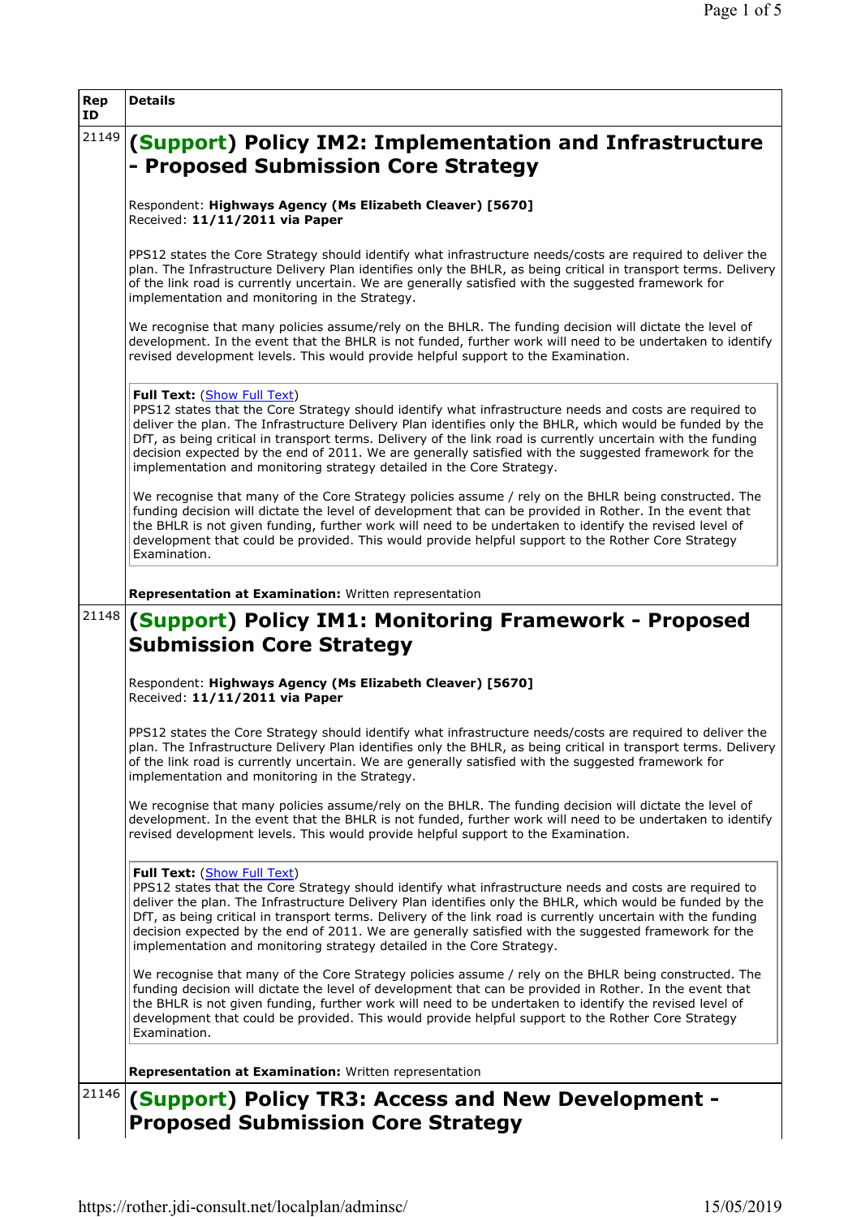| Rep ID | Details |
| --- | --- |
| 21149 | **(Support) Policy IM2: Implementation and Infrastructure - Proposed Submission Core Strategy**<br><br>Respondent: **Highways Agency (Ms Elizabeth Cleaver) [5670]**<br>Received: **11/11/2011 via Paper**<br><br>PPS12 states the Core Strategy should identify what infrastructure needs/costs are required to deliver the plan. The Infrastructure Delivery Plan identifies only the BHLR, as being critical in transport terms. Delivery of the link road is currently uncertain. We are generally satisfied with the suggested framework for implementation and monitoring in the Strategy.<br><br>We recognise that many policies assume/rely on the BHLR. The funding decision will dictate the level of development. In the event that the BHLR is not funded, further work will need to be undertaken to identify revised development levels. This would provide helpful support to the Examination.<br><br>**Full Text:** (Show Full Text)<br>PPS12 states that the Core Strategy should identify what infrastructure needs and costs are required to deliver the plan. The Infrastructure Delivery Plan identifies only the BHLR, which would be funded by the DfT, as being critical in transport terms. Delivery of the link road is currently uncertain with the funding decision expected by the end of 2011. We are generally satisfied with the suggested framework for the implementation and monitoring strategy detailed in the Core Strategy.<br><br>We recognise that many of the Core Strategy policies assume / rely on the BHLR being constructed. The funding decision will dictate the level of development that can be provided in Rother. In the event that the BHLR is not given funding, further work will need to be undertaken to identify the revised level of development that could be provided. This would provide helpful support to the Rother Core Strategy Examination.<br><br>**Representation at Examination:** Written representation |
| 21148 | **(Support) Policy IM1: Monitoring Framework - Proposed Submission Core Strategy**<br><br>Respondent: **Highways Agency (Ms Elizabeth Cleaver) [5670]**<br>Received: **11/11/2011 via Paper**<br><br>PPS12 states the Core Strategy should identify what infrastructure needs/costs are required to deliver the plan. The Infrastructure Delivery Plan identifies only the BHLR, as being critical in transport terms. Delivery of the link road is currently uncertain. We are generally satisfied with the suggested framework for implementation and monitoring in the Strategy.<br><br>We recognise that many policies assume/rely on the BHLR. The funding decision will dictate the level of development. In the event that the BHLR is not funded, further work will need to be undertaken to identify revised development levels. This would provide helpful support to the Examination.<br><br>**Full Text:** (Show Full Text)<br>PPS12 states that the Core Strategy should identify what infrastructure needs and costs are required to deliver the plan. The Infrastructure Delivery Plan identifies only the BHLR, which would be funded by the DfT, as being critical in transport terms. Delivery of the link road is currently uncertain with the funding decision expected by the end of 2011. We are generally satisfied with the suggested framework for the implementation and monitoring strategy detailed in the Core Strategy.<br><br>We recognise that many of the Core Strategy policies assume / rely on the BHLR being constructed. The funding decision will dictate the level of development that can be provided in Rother. In the event that the BHLR is not given funding, further work will need to be undertaken to identify the revised level of development that could be provided. This would provide helpful support to the Rother Core Strategy Examination.<br><br>**Representation at Examination:** Written representation |
| 21146 | **(Support) Policy TR3: Access and New Development - Proposed Submission Core Strategy** |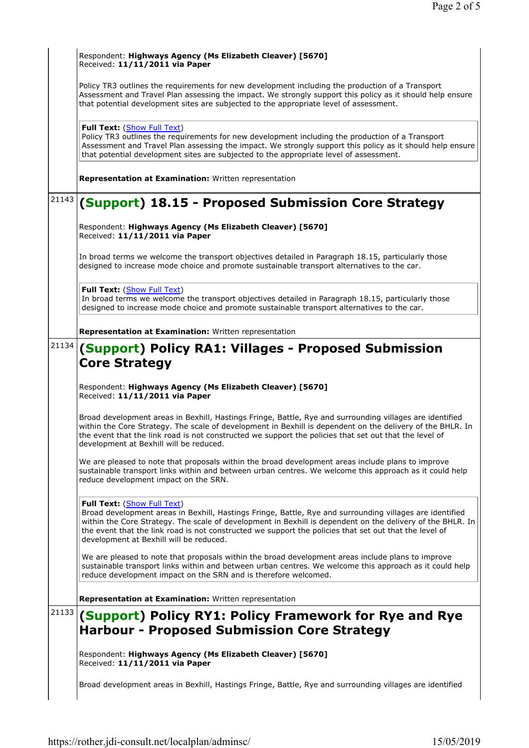Respondent: **Highways Agency (Ms Elizabeth Cleaver) [5670]**
Received: **11/11/2011 via Paper**

Policy TR3 outlines the requirements for new development including the production of a Transport Assessment and Travel Plan assessing the impact. We strongly support this policy as it should help ensure that potential development sites are subjected to the appropriate level of assessment.

**Full Text:** (Show Full Text)
Policy TR3 outlines the requirements for new development including the production of a Transport Assessment and Travel Plan assessing the impact. We strongly support this policy as it should help ensure that potential development sites are subjected to the appropriate level of assessment.

**Representation at Examination:** Written representation

21143

## (Support) 18.15 - Proposed Submission Core Strategy

Respondent: **Highways Agency (Ms Elizabeth Cleaver) [5670]**
Received: **11/11/2011 via Paper**

In broad terms we welcome the transport objectives detailed in Paragraph 18.15, particularly those designed to increase mode choice and promote sustainable transport alternatives to the car.

**Full Text:** (Show Full Text)
In broad terms we welcome the transport objectives detailed in Paragraph 18.15, particularly those designed to increase mode choice and promote sustainable transport alternatives to the car.

**Representation at Examination:** Written representation

21134

## (Support) Policy RA1: Villages - Proposed Submission Core Strategy

Respondent: **Highways Agency (Ms Elizabeth Cleaver) [5670]**
Received: **11/11/2011 via Paper**

Broad development areas in Bexhill, Hastings Fringe, Battle, Rye and surrounding villages are identified within the Core Strategy. The scale of development in Bexhill is dependent on the delivery of the BHLR. In the event that the link road is not constructed we support the policies that set out that the level of development at Bexhill will be reduced.

We are pleased to note that proposals within the broad development areas include plans to improve sustainable transport links within and between urban centres. We welcome this approach as it could help reduce development impact on the SRN.

**Full Text:** (Show Full Text)
Broad development areas in Bexhill, Hastings Fringe, Battle, Rye and surrounding villages are identified within the Core Strategy. The scale of development in Bexhill is dependent on the delivery of the BHLR. In the event that the link road is not constructed we support the policies that set out that the level of development at Bexhill will be reduced.

We are pleased to note that proposals within the broad development areas include plans to improve sustainable transport links within and between urban centres. We welcome this approach as it could help reduce development impact on the SRN and is therefore welcomed.

**Representation at Examination:** Written representation

21133

## (Support) Policy RY1: Policy Framework for Rye and Rye Harbour - Proposed Submission Core Strategy

Respondent: **Highways Agency (Ms Elizabeth Cleaver) [5670]**
Received: **11/11/2011 via Paper**

Broad development areas in Bexhill, Hastings Fringe, Battle, Rye and surrounding villages are identified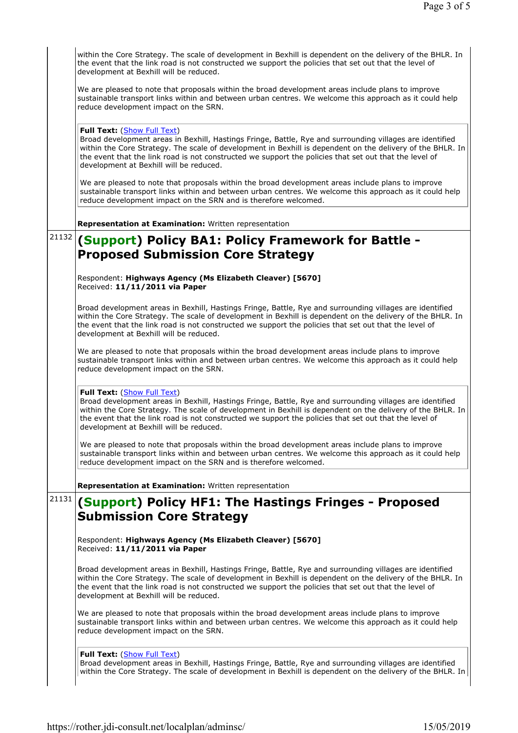within the Core Strategy. The scale of development in Bexhill is dependent on the delivery of the BHLR. In the event that the link road is not constructed we support the policies that set out that the level of development at Bexhill will be reduced.

We are pleased to note that proposals within the broad development areas include plans to improve sustainable transport links within and between urban centres. We welcome this approach as it could help reduce development impact on the SRN.

**Full Text:** (Show Full Text)
Broad development areas in Bexhill, Hastings Fringe, Battle, Rye and surrounding villages are identified within the Core Strategy. The scale of development in Bexhill is dependent on the delivery of the BHLR. In the event that the link road is not constructed we support the policies that set out that the level of development at Bexhill will be reduced.

We are pleased to note that proposals within the broad development areas include plans to improve sustainable transport links within and between urban centres. We welcome this approach as it could help reduce development impact on the SRN and is therefore welcomed.

**Representation at Examination:** Written representation

21132

## (Support) Policy BA1: Policy Framework for Battle - Proposed Submission Core Strategy

Respondent: **Highways Agency (Ms Elizabeth Cleaver) [5670]**
Received: **11/11/2011 via Paper**

Broad development areas in Bexhill, Hastings Fringe, Battle, Rye and surrounding villages are identified within the Core Strategy. The scale of development in Bexhill is dependent on the delivery of the BHLR. In the event that the link road is not constructed we support the policies that set out that the level of development at Bexhill will be reduced.

We are pleased to note that proposals within the broad development areas include plans to improve sustainable transport links within and between urban centres. We welcome this approach as it could help reduce development impact on the SRN.

**Full Text:** (Show Full Text)
Broad development areas in Bexhill, Hastings Fringe, Battle, Rye and surrounding villages are identified within the Core Strategy. The scale of development in Bexhill is dependent on the delivery of the BHLR. In the event that the link road is not constructed we support the policies that set out that the level of development at Bexhill will be reduced.

We are pleased to note that proposals within the broad development areas include plans to improve sustainable transport links within and between urban centres. We welcome this approach as it could help reduce development impact on the SRN and is therefore welcomed.

**Representation at Examination:** Written representation

21131

## (Support) Policy HF1: The Hastings Fringes - Proposed Submission Core Strategy

Respondent: **Highways Agency (Ms Elizabeth Cleaver) [5670]**
Received: **11/11/2011 via Paper**

Broad development areas in Bexhill, Hastings Fringe, Battle, Rye and surrounding villages are identified within the Core Strategy. The scale of development in Bexhill is dependent on the delivery of the BHLR. In the event that the link road is not constructed we support the policies that set out that the level of development at Bexhill will be reduced.

We are pleased to note that proposals within the broad development areas include plans to improve sustainable transport links within and between urban centres. We welcome this approach as it could help reduce development impact on the SRN.

**Full Text:** (Show Full Text)
Broad development areas in Bexhill, Hastings Fringe, Battle, Rye and surrounding villages are identified within the Core Strategy. The scale of development in Bexhill is dependent on the delivery of the BHLR. In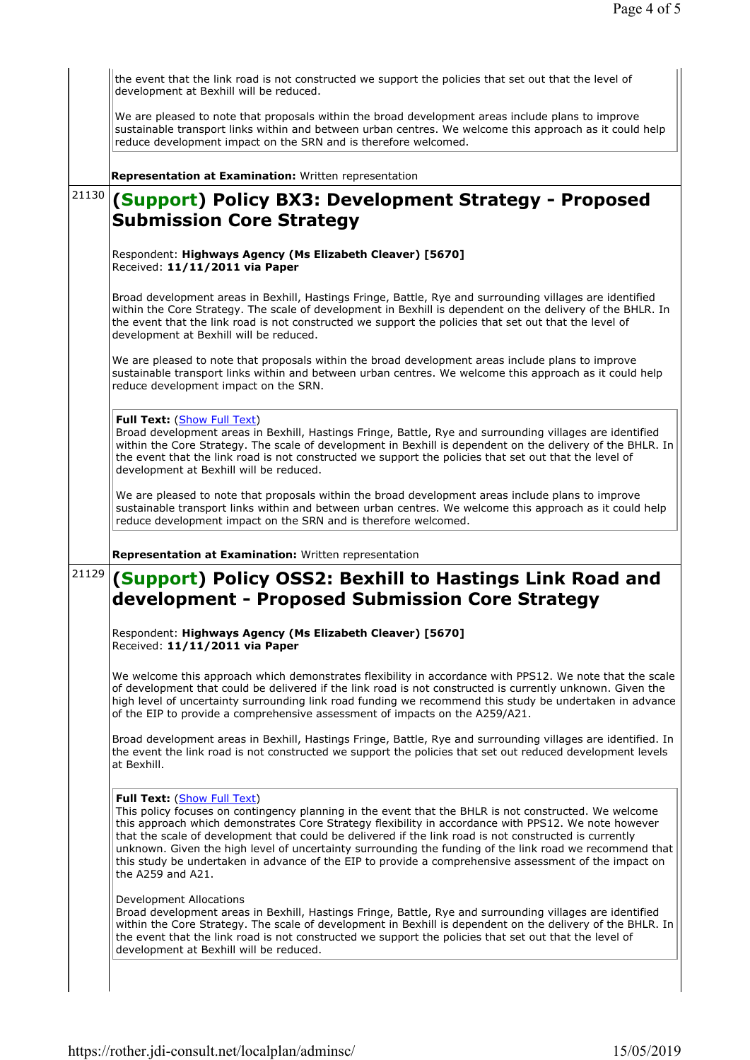the event that the link road is not constructed we support the policies that set out that the level of development at Bexhill will be reduced.

We are pleased to note that proposals within the broad development areas include plans to improve sustainable transport links within and between urban centres. We welcome this approach as it could help reduce development impact on the SRN and is therefore welcomed.

**Representation at Examination:** Written representation

21130

## (Support) Policy BX3: Development Strategy - Proposed Submission Core Strategy

Respondent: **Highways Agency (Ms Elizabeth Cleaver) [5670]**
Received: **11/11/2011 via Paper**

Broad development areas in Bexhill, Hastings Fringe, Battle, Rye and surrounding villages are identified within the Core Strategy. The scale of development in Bexhill is dependent on the delivery of the BHLR. In the event that the link road is not constructed we support the policies that set out that the level of development at Bexhill will be reduced.

We are pleased to note that proposals within the broad development areas include plans to improve sustainable transport links within and between urban centres. We welcome this approach as it could help reduce development impact on the SRN.

**Full Text:** (Show Full Text)
Broad development areas in Bexhill, Hastings Fringe, Battle, Rye and surrounding villages are identified within the Core Strategy. The scale of development in Bexhill is dependent on the delivery of the BHLR. In the event that the link road is not constructed we support the policies that set out that the level of development at Bexhill will be reduced.

We are pleased to note that proposals within the broad development areas include plans to improve sustainable transport links within and between urban centres. We welcome this approach as it could help reduce development impact on the SRN and is therefore welcomed.

**Representation at Examination:** Written representation

21129

## (Support) Policy OSS2: Bexhill to Hastings Link Road and development - Proposed Submission Core Strategy

Respondent: **Highways Agency (Ms Elizabeth Cleaver) [5670]**
Received: **11/11/2011 via Paper**

We welcome this approach which demonstrates flexibility in accordance with PPS12. We note that the scale of development that could be delivered if the link road is not constructed is currently unknown. Given the high level of uncertainty surrounding link road funding we recommend this study be undertaken in advance of the EIP to provide a comprehensive assessment of impacts on the A259/A21.

Broad development areas in Bexhill, Hastings Fringe, Battle, Rye and surrounding villages are identified. In the event the link road is not constructed we support the policies that set out reduced development levels at Bexhill.

**Full Text:** (Show Full Text)
This policy focuses on contingency planning in the event that the BHLR is not constructed. We welcome this approach which demonstrates Core Strategy flexibility in accordance with PPS12. We note however that the scale of development that could be delivered if the link road is not constructed is currently unknown. Given the high level of uncertainty surrounding the funding of the link road we recommend that this study be undertaken in advance of the EIP to provide a comprehensive assessment of the impact on the A259 and A21.

Development Allocations
Broad development areas in Bexhill, Hastings Fringe, Battle, Rye and surrounding villages are identified within the Core Strategy. The scale of development in Bexhill is dependent on the delivery of the BHLR. In the event that the link road is not constructed we support the policies that set out that the level of development at Bexhill will be reduced.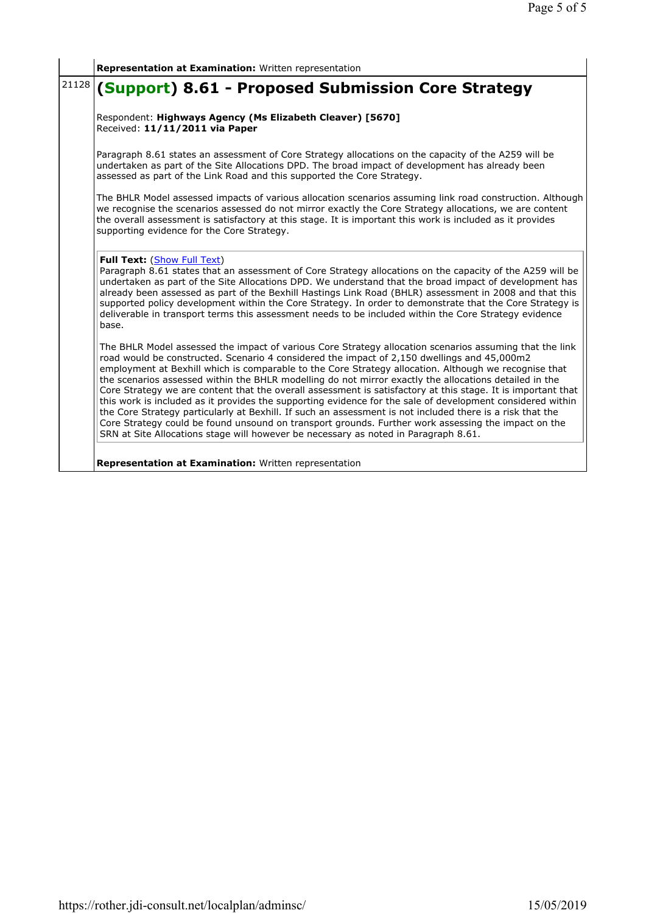**Representation at Examination:** Written representation

21128

## (Support) 8.61 - Proposed Submission Core Strategy

Respondent: **Highways Agency (Ms Elizabeth Cleaver) [5670]**
Received: **11/11/2011 via Paper**

Paragraph 8.61 states an assessment of Core Strategy allocations on the capacity of the A259 will be undertaken as part of the Site Allocations DPD. The broad impact of development has already been assessed as part of the Link Road and this supported the Core Strategy.

The BHLR Model assessed impacts of various allocation scenarios assuming link road construction. Although we recognise the scenarios assessed do not mirror exactly the Core Strategy allocations, we are content the overall assessment is satisfactory at this stage. It is important this work is included as it provides supporting evidence for the Core Strategy.

**Full Text:** (Show Full Text)
Paragraph 8.61 states that an assessment of Core Strategy allocations on the capacity of the A259 will be undertaken as part of the Site Allocations DPD. We understand that the broad impact of development has already been assessed as part of the Bexhill Hastings Link Road (BHLR) assessment in 2008 and that this supported policy development within the Core Strategy. In order to demonstrate that the Core Strategy is deliverable in transport terms this assessment needs to be included within the Core Strategy evidence base.

The BHLR Model assessed the impact of various Core Strategy allocation scenarios assuming that the link road would be constructed. Scenario 4 considered the impact of 2,150 dwellings and 45,000m2 employment at Bexhill which is comparable to the Core Strategy allocation. Although we recognise that the scenarios assessed within the BHLR modelling do not mirror exactly the allocations detailed in the Core Strategy we are content that the overall assessment is satisfactory at this stage. It is important that this work is included as it provides the supporting evidence for the sale of development considered within the Core Strategy particularly at Bexhill. If such an assessment is not included there is a risk that the Core Strategy could be found unsound on transport grounds. Further work assessing the impact on the SRN at Site Allocations stage will however be necessary as noted in Paragraph 8.61.

**Representation at Examination:** Written representation